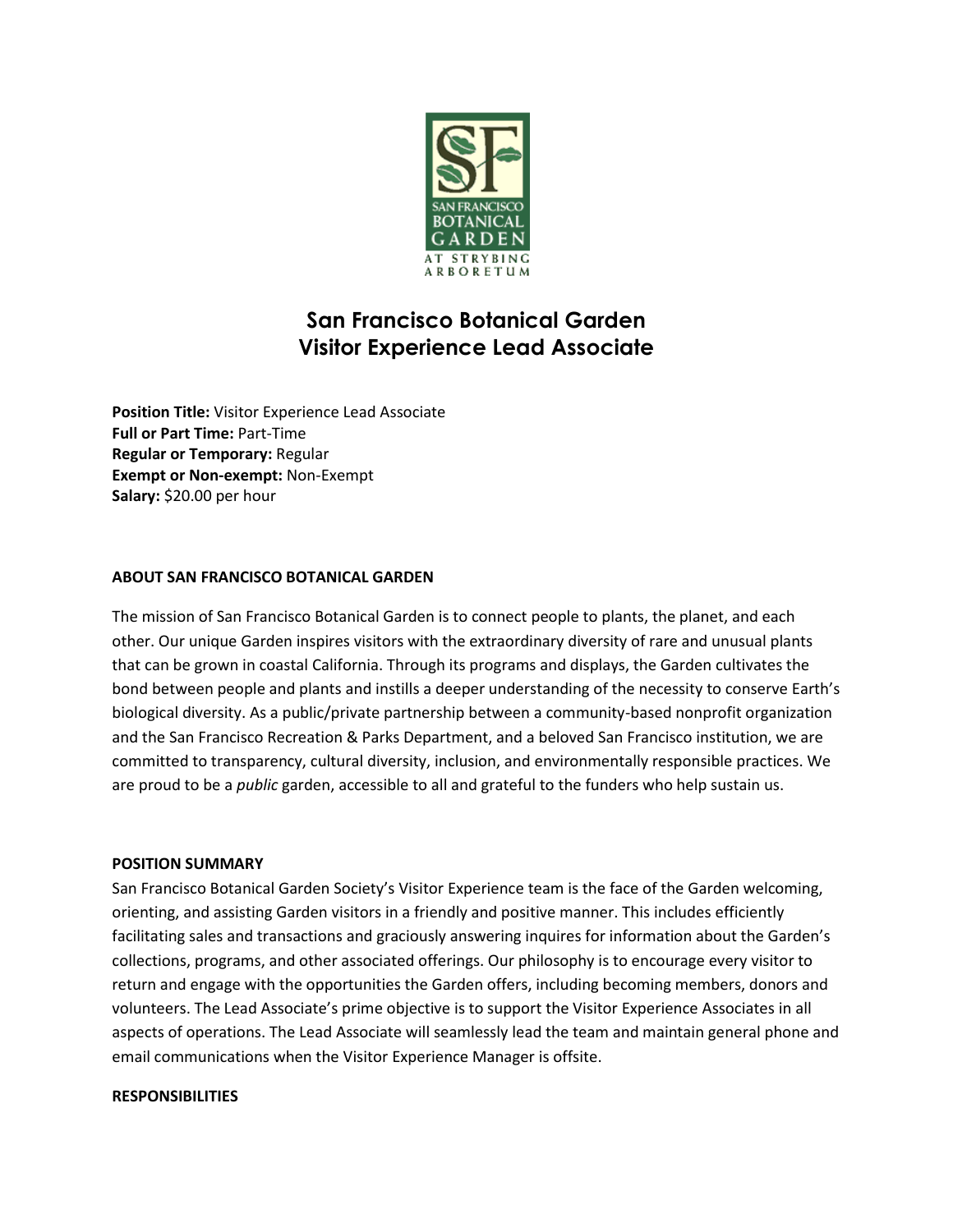# San Francisco Botanical Garden
# Visitor Experience Lead Associate

**Position Title:** Visitor Experience Lead Associate
**Full or Part Time:** Part-Time
**Regular or Temporary:** Regular
**Exempt or Non-exempt:** Non-Exempt
**Salary:** $20.00 per hour

## ABOUT SAN FRANCISCO BOTANICAL GARDEN

The mission of San Francisco Botanical Garden is to connect people to plants, the planet, and each other. Our unique Garden inspires visitors with the extraordinary diversity of rare and unusual plants that can be grown in coastal California. Through its programs and displays, the Garden cultivates the bond between people and plants and instills a deeper understanding of the necessity to conserve Earth's biological diversity. As a public/private partnership between a community-based nonprofit organization and the San Francisco Recreation & Parks Department, and a beloved San Francisco institution, we are committed to transparency, cultural diversity, inclusion, and environmentally responsible practices. We are proud to be a *public* garden, accessible to all and grateful to the funders who help sustain us.

## POSITION SUMMARY

San Francisco Botanical Garden Society's Visitor Experience team is the face of the Garden welcoming, orienting, and assisting Garden visitors in a friendly and positive manner. This includes efficiently facilitating sales and transactions and graciously answering inquires for information about the Garden's collections, programs, and other associated offerings. Our philosophy is to encourage every visitor to return and engage with the opportunities the Garden offers, including becoming members, donors and volunteers. The Lead Associate's prime objective is to support the Visitor Experience Associates in all aspects of operations. The Lead Associate will seamlessly lead the team and maintain general phone and email communications when the Visitor Experience Manager is offsite.

## RESPONSIBILITIES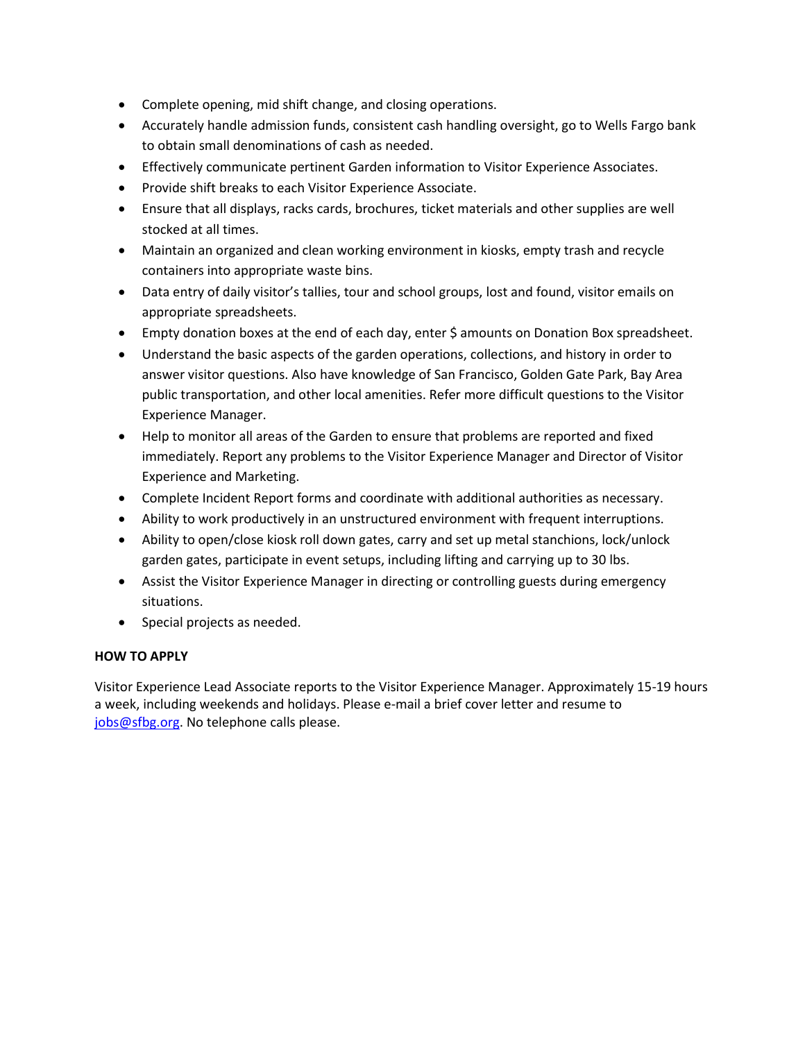- Complete opening, mid shift change, and closing operations.
- Accurately handle admission funds, consistent cash handling oversight, go to Wells Fargo bank to obtain small denominations of cash as needed.
- Effectively communicate pertinent Garden information to Visitor Experience Associates.
- Provide shift breaks to each Visitor Experience Associate.
- Ensure that all displays, racks cards, brochures, ticket materials and other supplies are well stocked at all times.
- Maintain an organized and clean working environment in kiosks, empty trash and recycle containers into appropriate waste bins.
- Data entry of daily visitor's tallies, tour and school groups, lost and found, visitor emails on appropriate spreadsheets.
- Empty donation boxes at the end of each day, enter $ amounts on Donation Box spreadsheet.
- Understand the basic aspects of the garden operations, collections, and history in order to answer visitor questions. Also have knowledge of San Francisco, Golden Gate Park, Bay Area public transportation, and other local amenities. Refer more difficult questions to the Visitor Experience Manager.
- Help to monitor all areas of the Garden to ensure that problems are reported and fixed immediately. Report any problems to the Visitor Experience Manager and Director of Visitor Experience and Marketing.
- Complete Incident Report forms and coordinate with additional authorities as necessary.
- Ability to work productively in an unstructured environment with frequent interruptions.
- Ability to open/close kiosk roll down gates, carry and set up metal stanchions, lock/unlock garden gates, participate in event setups, including lifting and carrying up to 30 lbs.
- Assist the Visitor Experience Manager in directing or controlling guests during emergency situations.
- Special projects as needed.

**HOW TO APPLY**

Visitor Experience Lead Associate reports to the Visitor Experience Manager. Approximately 15-19 hours a week, including weekends and holidays. Please e-mail a brief cover letter and resume to jobs@sfbg.org. No telephone calls please.